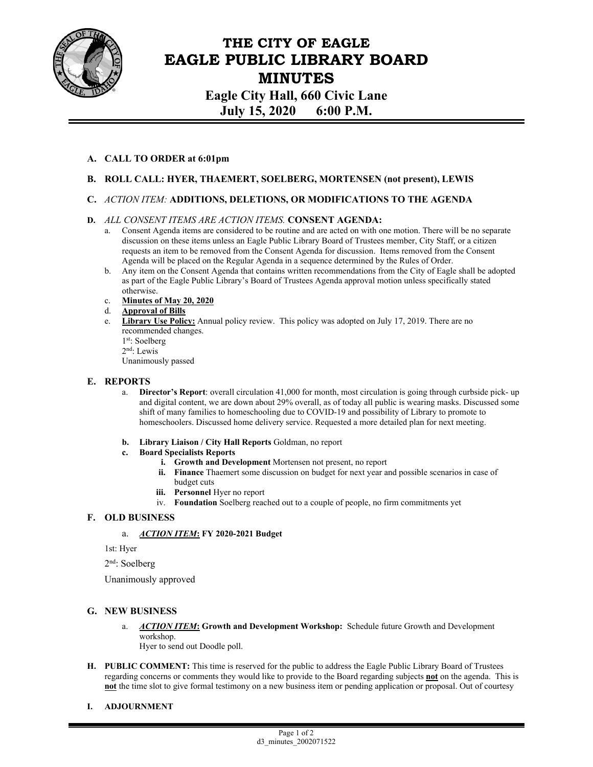# THE CITY OF EAGLE
# EAGLE PUBLIC LIBRARY BOARD
# MINUTES

**Eagle City Hall, 660 Civic Lane**
**July 15, 2020 6:00 P.M.**

---

**A. CALL TO ORDER at 6:01pm**

**B. ROLL CALL: HYER, THAEMERT, SOELBERG, MORTENSEN (not present), LEWIS**

**C.** *ACTION ITEM:* **ADDITIONS, DELETIONS, OR MODIFICATIONS TO THE AGENDA**

**D.** *ALL CONSENT ITEMS ARE ACTION ITEMS.* **CONSENT AGENDA:**

a. Consent Agenda items are considered to be routine and are acted on with one motion. There will be no separate discussion on these items unless an Eagle Public Library Board of Trustees member, City Staff, or a citizen requests an item to be removed from the Consent Agenda for discussion. Items removed from the Consent Agenda will be placed on the Regular Agenda in a sequence determined by the Rules of Order.

b. Any item on the Consent Agenda that contains written recommendations from the City of Eagle shall be adopted as part of the Eagle Public Library's Board of Trustees Agenda approval motion unless specifically stated otherwise.

c. **Minutes of May 20, 2020**

d. **Approval of Bills**

e. **Library Use Policy:** Annual policy review. This policy was adopted on July 17, 2019. There are no recommended changes.
1st: Soelberg
2nd: Lewis
Unanimously passed

**E. REPORTS**

a. **Director's Report**: overall circulation 41,000 for month, most circulation is going through curbside pick- up and digital content, we are down about 29% overall, as of today all public is wearing masks. Discussed some shift of many families to homeschooling due to COVID-19 and possibility of Library to promote to homeschoolers. Discussed home delivery service. Requested a more detailed plan for next meeting.

b. **Library Liaison / City Hall Reports** Goldman, no report

c. **Board Specialists Reports**

i. **Growth and Development** Mortensen not present, no report

ii. **Finance** Thaemert some discussion on budget for next year and possible scenarios in case of budget cuts

iii. **Personnel** Hyer no report

iv. **Foundation** Soelberg reached out to a couple of people, no firm commitments yet

**F. OLD BUSINESS**

a. ***ACTION ITEM*: FY 2020-2021 Budget**

1st: Hyer

2nd: Soelberg

Unanimously approved

**G. NEW BUSINESS**

a. ***ACTION ITEM*: Growth and Development Workshop:** Schedule future Growth and Development workshop.
Hyer to send out Doodle poll.

**H. PUBLIC COMMENT:** This time is reserved for the public to address the Eagle Public Library Board of Trustees regarding concerns or comments they would like to provide to the Board regarding subjects **not** on the agenda. This is **not** the time slot to give formal testimony on a new business item or pending application or proposal. Out of courtesy

**I. ADJOURNMENT**

d3_minutes_2002071522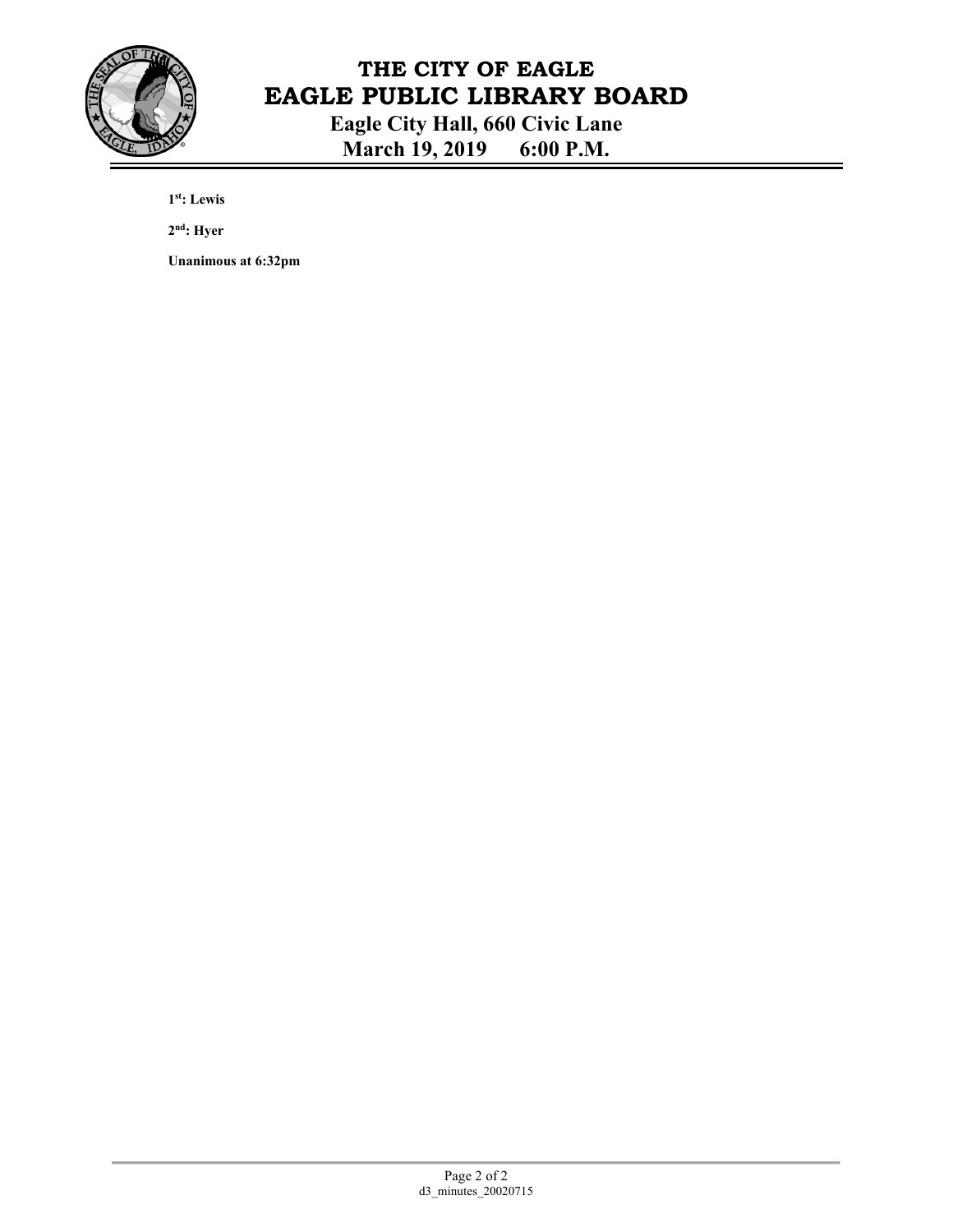**1st: Lewis**

**2nd: Hyer**

**Unanimous at 6:32pm**